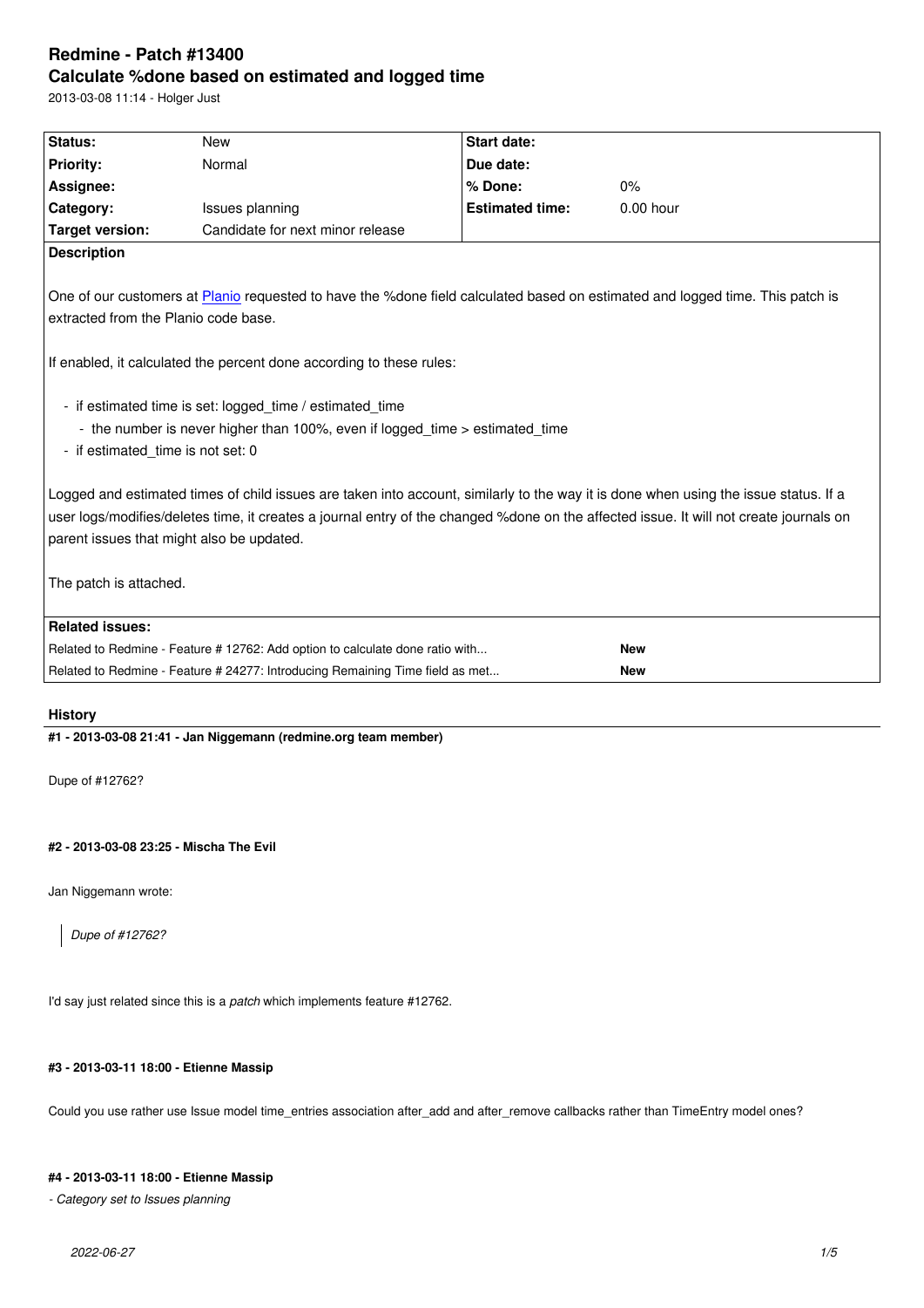# Redmine - Patch #13400

## Calculate %done based on estimated and logged time

2013-03-08 11:14 - Holger Just

| Status: | New | Start date: | |
|---|---|---|---|
| Priority: | Normal | Due date: | |
| Assignee: | | % Done: | 0% |
| Category: | Issues planning | Estimated time: | 0.00 hour |
| Target version: | Candidate for next minor release | | |

**Description**

One of our customers at [Planio] requested to have the %done field calculated based on estimated and logged time. This patch is extracted from the Planio code base.

If enabled, it calculated the percent done according to these rules:

- if estimated time is set: logged_time / estimated_time
  - the number is never higher than 100%, even if logged_time > estimated_time
- if estimated_time is not set: 0

Logged and estimated times of child issues are taken into account, similarly to the way it is done when using the issue status. If a user logs/modifies/deletes time, it creates a journal entry of the changed %done on the affected issue. It will not create journals on parent issues that might also be updated.

The patch is attached.

**Related issues:**

| | |
|---|---|
| Related to Redmine - Feature # 12762: Add option to calculate done ratio with... | **New** |
| Related to Redmine - Feature # 24277: Introducing Remaining Time field as met... | **New** |

## History

**#1 - 2013-03-08 21:41 - Jan Niggemann (redmine.org team member)**

Dupe of #12762?

**#2 - 2013-03-08 23:25 - Mischa The Evil**

Jan Niggemann wrote:

> *Dupe of #12762?*

I'd say just related since this is a *patch* which implements feature #12762.

**#3 - 2013-03-11 18:00 - Etienne Massip**

Could you use rather use Issue model time_entries association after_add and after_remove callbacks rather than TimeEntry model ones?

**#4 - 2013-03-11 18:00 - Etienne Massip**

*- Category set to Issues planning*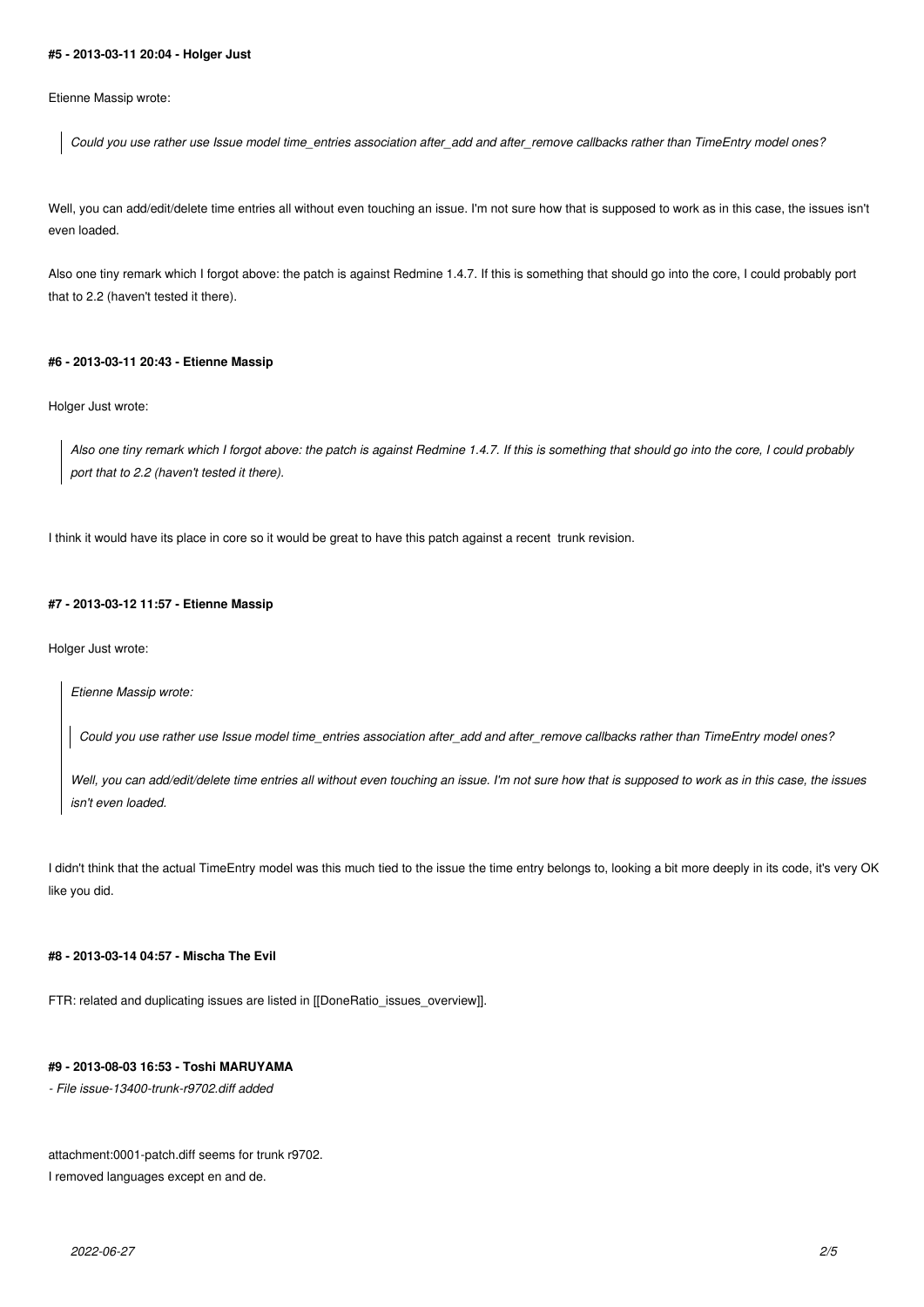#### #5 - 2013-03-11 20:04 - Holger Just

Etienne Massip wrote:

> *Could you use rather use Issue model time_entries association after_add and after_remove callbacks rather than TimeEntry model ones?*

Well, you can add/edit/delete time entries all without even touching an issue. I'm not sure how that is supposed to work as in this case, the issues isn't even loaded.

Also one tiny remark which I forgot above: the patch is against Redmine 1.4.7. If this is something that should go into the core, I could probably port that to 2.2 (haven't tested it there).

#### #6 - 2013-03-11 20:43 - Etienne Massip

Holger Just wrote:

> *Also one tiny remark which I forgot above: the patch is against Redmine 1.4.7. If this is something that should go into the core, I could probably port that to 2.2 (haven't tested it there).*

I think it would have its place in core so it would be great to have this patch against a recent trunk revision.

#### #7 - 2013-03-12 11:57 - Etienne Massip

Holger Just wrote:

> *Etienne Massip wrote:*
>
> > *Could you use rather use Issue model time_entries association after_add and after_remove callbacks rather than TimeEntry model ones?*
>
> *Well, you can add/edit/delete time entries all without even touching an issue. I'm not sure how that is supposed to work as in this case, the issues isn't even loaded.*

I didn't think that the actual TimeEntry model was this much tied to the issue the time entry belongs to, looking a bit more deeply in its code, it's very OK like you did.

#### #8 - 2013-03-14 04:57 - Mischa The Evil

FTR: related and duplicating issues are listed in [[DoneRatio_issues_overview]].

#### #9 - 2013-08-03 16:53 - Toshi MARUYAMA

*- File issue-13400-trunk-r9702.diff added*

attachment:0001-patch.diff seems for trunk r9702.
I removed languages except en and de.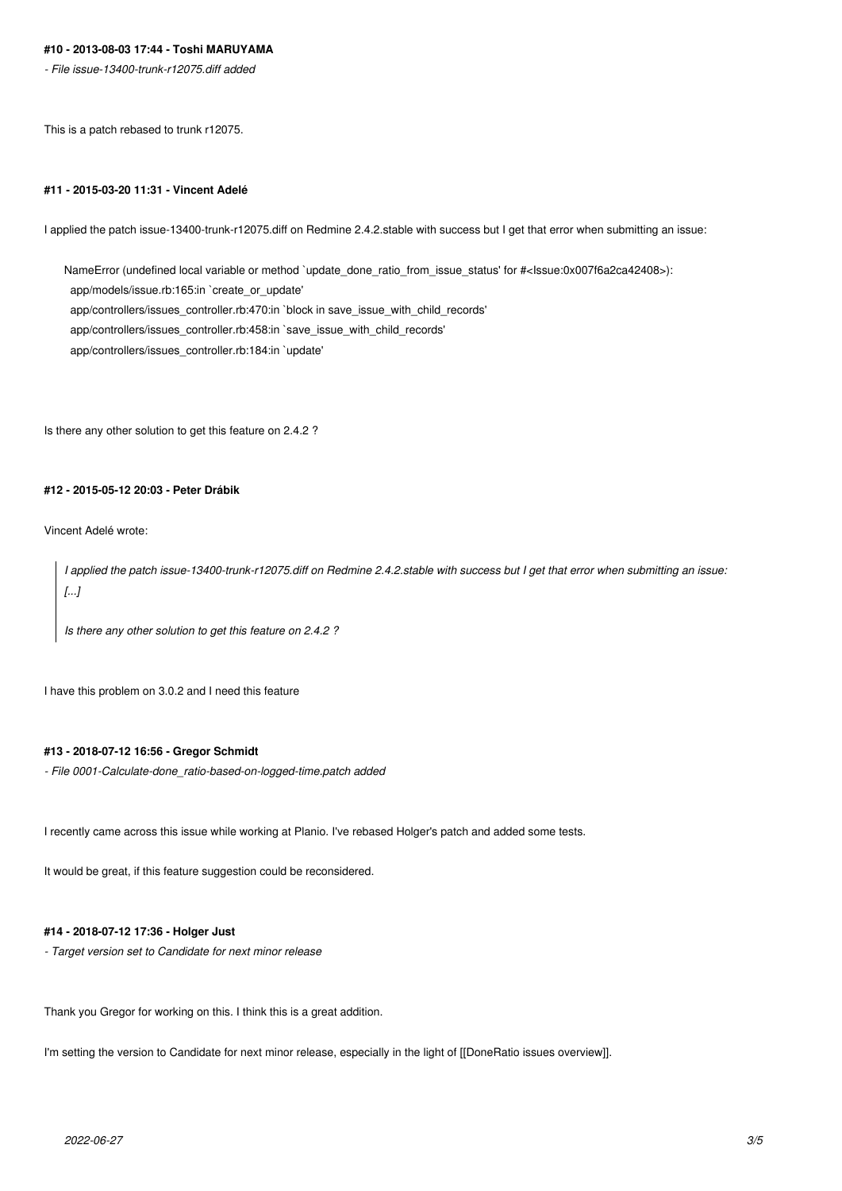#### #10 - 2013-08-03 17:44 - Toshi MARUYAMA

*- File issue-13400-trunk-r12075.diff added*

This is a patch rebased to trunk r12075.

#### #11 - 2015-03-20 11:31 - Vincent Adelé

I applied the patch issue-13400-trunk-r12075.diff on Redmine 2.4.2.stable with success but I get that error when submitting an issue:

```
NameError (undefined local variable or method `update_done_ratio_from_issue_status' for #<Issue:0x007f6a2ca42408>):
  app/models/issue.rb:165:in `create_or_update'
  app/controllers/issues_controller.rb:470:in `block in save_issue_with_child_records'
  app/controllers/issues_controller.rb:458:in `save_issue_with_child_records'
  app/controllers/issues_controller.rb:184:in `update'
```

Is there any other solution to get this feature on 2.4.2 ?

#### #12 - 2015-05-12 20:03 - Peter Drábik

Vincent Adelé wrote:

> *I applied the patch issue-13400-trunk-r12075.diff on Redmine 2.4.2.stable with success but I get that error when submitting an issue:*
> *[...]*
>
> *Is there any other solution to get this feature on 2.4.2 ?*

I have this problem on 3.0.2 and I need this feature

#### #13 - 2018-07-12 16:56 - Gregor Schmidt

*- File 0001-Calculate-done_ratio-based-on-logged-time.patch added*

I recently came across this issue while working at Planio. I've rebased Holger's patch and added some tests.

It would be great, if this feature suggestion could be reconsidered.

#### #14 - 2018-07-12 17:36 - Holger Just

*- Target version set to Candidate for next minor release*

Thank you Gregor for working on this. I think this is a great addition.

I'm setting the version to Candidate for next minor release, especially in the light of [[DoneRatio issues overview]].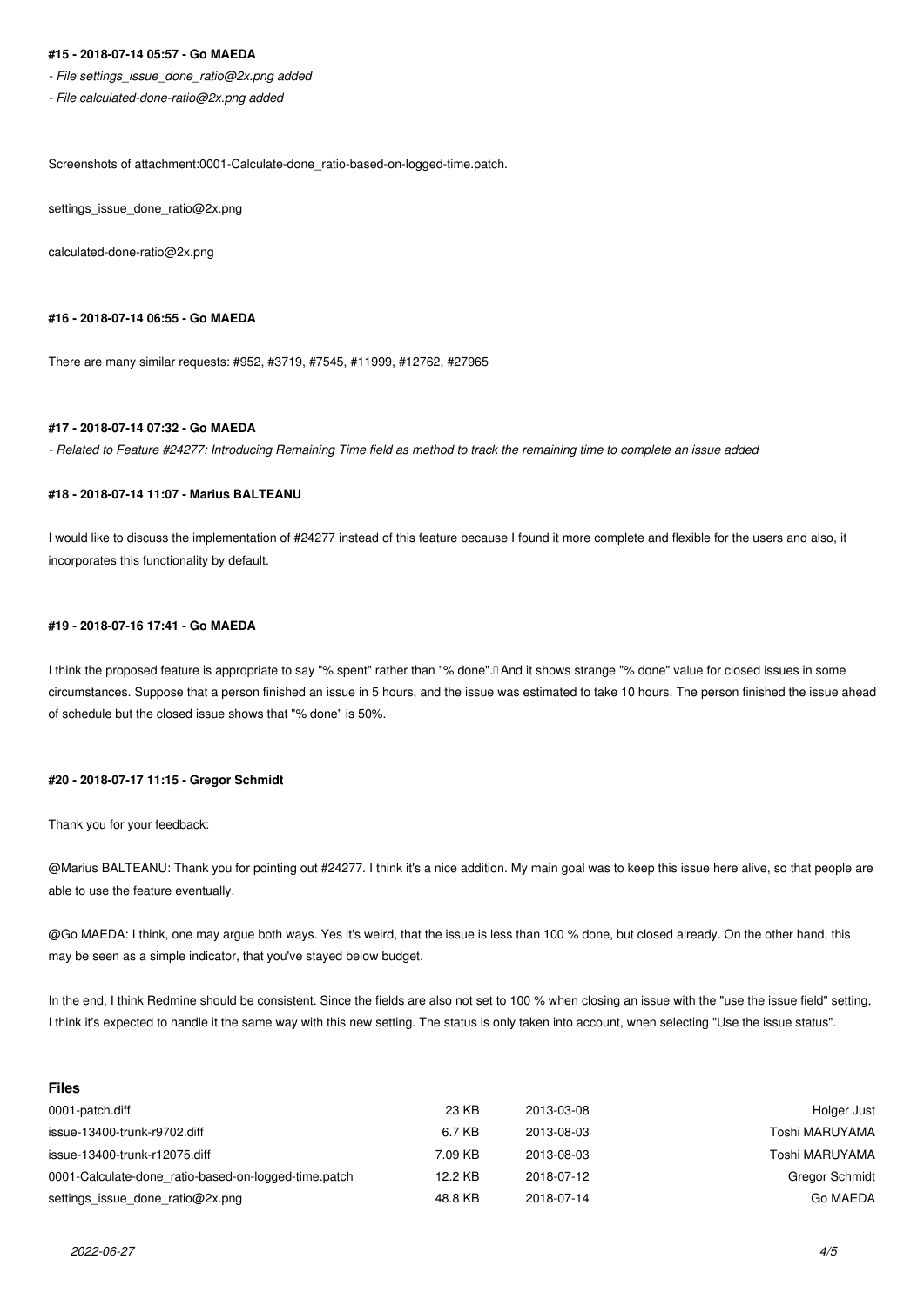#### #15 - 2018-07-14 05:57 - Go MAEDA

*- File settings_issue_done_ratio@2x.png added*

*- File calculated-done-ratio@2x.png added*

Screenshots of attachment:0001-Calculate-done_ratio-based-on-logged-time.patch.

settings_issue_done_ratio@2x.png

calculated-done-ratio@2x.png

#### #16 - 2018-07-14 06:55 - Go MAEDA

There are many similar requests: #952, #3719, #7545, #11999, #12762, #27965

#### #17 - 2018-07-14 07:32 - Go MAEDA

*- Related to Feature #24277: Introducing Remaining Time field as method to track the remaining time to complete an issue added*

#### #18 - 2018-07-14 11:07 - Marius BALTEANU

I would like to discuss the implementation of #24277 instead of this feature because I found it more complete and flexible for the users and also, it incorporates this functionality by default.

#### #19 - 2018-07-16 17:41 - Go MAEDA

I think the proposed feature is appropriate to say "% spent" rather than "% done". And it shows strange "% done" value for closed issues in some circumstances. Suppose that a person finished an issue in 5 hours, and the issue was estimated to take 10 hours. The person finished the issue ahead of schedule but the closed issue shows that "% done" is 50%.

#### #20 - 2018-07-17 11:15 - Gregor Schmidt

Thank you for your feedback:

@Marius BALTEANU: Thank you for pointing out #24277. I think it's a nice addition. My main goal was to keep this issue here alive, so that people are able to use the feature eventually.

@Go MAEDA: I think, one may argue both ways. Yes it's weird, that the issue is less than 100 % done, but closed already. On the other hand, this may be seen as a simple indicator, that you've stayed below budget.

In the end, I think Redmine should be consistent. Since the fields are also not set to 100 % when closing an issue with the "use the issue field" setting, I think it's expected to handle it the same way with this new setting. The status is only taken into account, when selecting "Use the issue status".

### Files

| | | | |
|---|---|---|---|
| 0001-patch.diff | 23 KB | 2013-03-08 | Holger Just |
| issue-13400-trunk-r9702.diff | 6.7 KB | 2013-08-03 | Toshi MARUYAMA |
| issue-13400-trunk-r12075.diff | 7.09 KB | 2013-08-03 | Toshi MARUYAMA |
| 0001-Calculate-done_ratio-based-on-logged-time.patch | 12.2 KB | 2018-07-12 | Gregor Schmidt |
| settings_issue_done_ratio@2x.png | 48.8 KB | 2018-07-14 | Go MAEDA |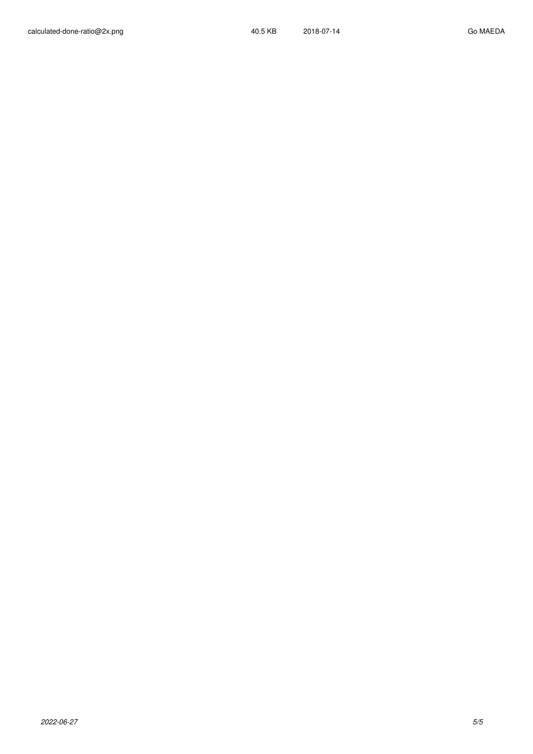| | | | |
|---|---|---|---|
| calculated-done-ratio@2x.png | 40.5 KB | 2018-07-14 | Go MAEDA |